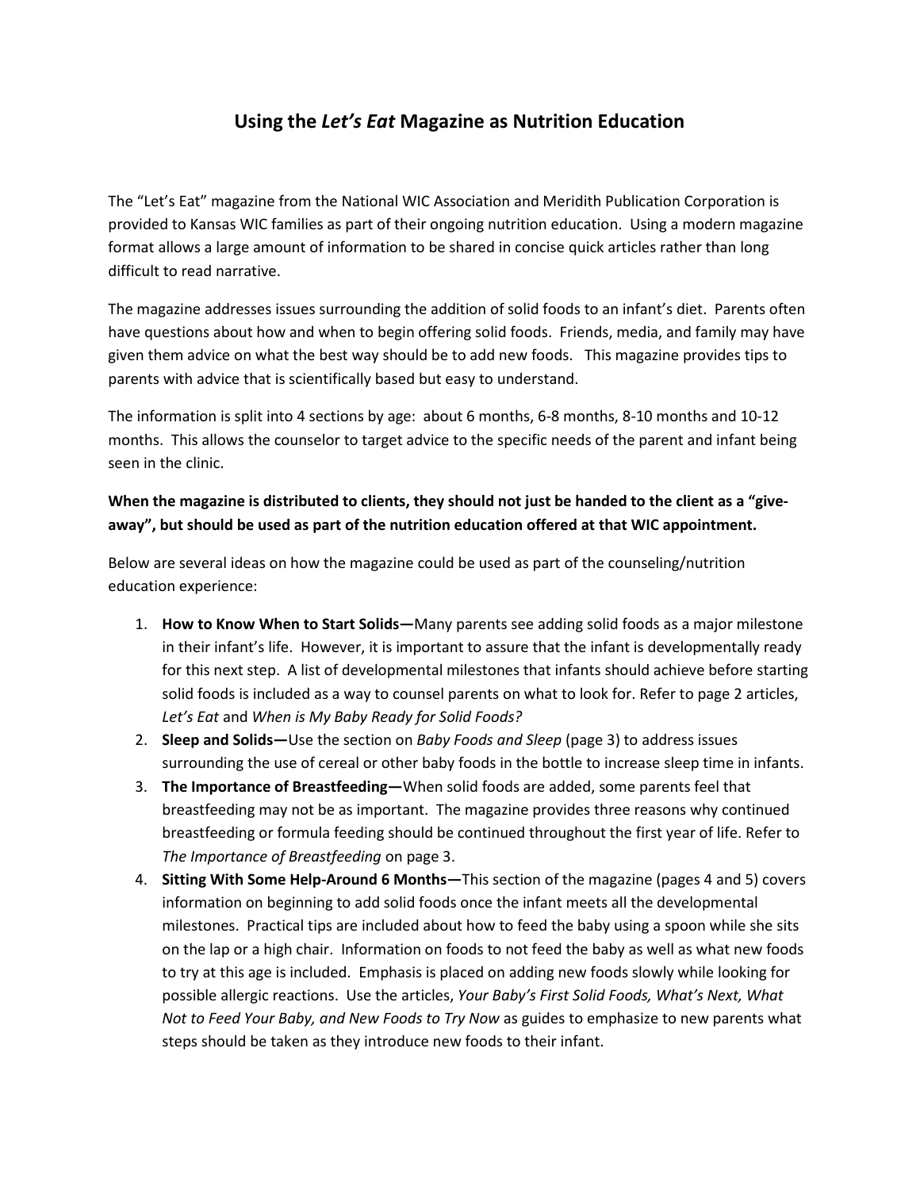# Using the *Let's Eat* Magazine as Nutrition Education

The "Let's Eat" magazine from the National WIC Association and Meridith Publication Corporation is provided to Kansas WIC families as part of their ongoing nutrition education. Using a modern magazine format allows a large amount of information to be shared in concise quick articles rather than long difficult to read narrative.

The magazine addresses issues surrounding the addition of solid foods to an infant's diet. Parents often have questions about how and when to begin offering solid foods. Friends, media, and family may have given them advice on what the best way should be to add new foods. This magazine provides tips to parents with advice that is scientifically based but easy to understand.

The information is split into 4 sections by age: about 6 months, 6-8 months, 8-10 months and 10-12 months. This allows the counselor to target advice to the specific needs of the parent and infant being seen in the clinic.

**When the magazine is distributed to clients, they should not just be handed to the client as a "give-away", but should be used as part of the nutrition education offered at that WIC appointment.**

Below are several ideas on how the magazine could be used as part of the counseling/nutrition education experience:

1. **How to Know When to Start Solids—**Many parents see adding solid foods as a major milestone in their infant's life. However, it is important to assure that the infant is developmentally ready for this next step. A list of developmental milestones that infants should achieve before starting solid foods is included as a way to counsel parents on what to look for. Refer to page 2 articles, *Let's Eat* and *When is My Baby Ready for Solid Foods?*
2. **Sleep and Solids—**Use the section on *Baby Foods and Sleep* (page 3) to address issues surrounding the use of cereal or other baby foods in the bottle to increase sleep time in infants.
3. **The Importance of Breastfeeding—**When solid foods are added, some parents feel that breastfeeding may not be as important. The magazine provides three reasons why continued breastfeeding or formula feeding should be continued throughout the first year of life. Refer to *The Importance of Breastfeeding* on page 3.
4. **Sitting With Some Help-Around 6 Months—**This section of the magazine (pages 4 and 5) covers information on beginning to add solid foods once the infant meets all the developmental milestones. Practical tips are included about how to feed the baby using a spoon while she sits on the lap or a high chair. Information on foods to not feed the baby as well as what new foods to try at this age is included. Emphasis is placed on adding new foods slowly while looking for possible allergic reactions. Use the articles, *Your Baby's First Solid Foods, What's Next, What Not to Feed Your Baby, and New Foods to Try Now* as guides to emphasize to new parents what steps should be taken as they introduce new foods to their infant.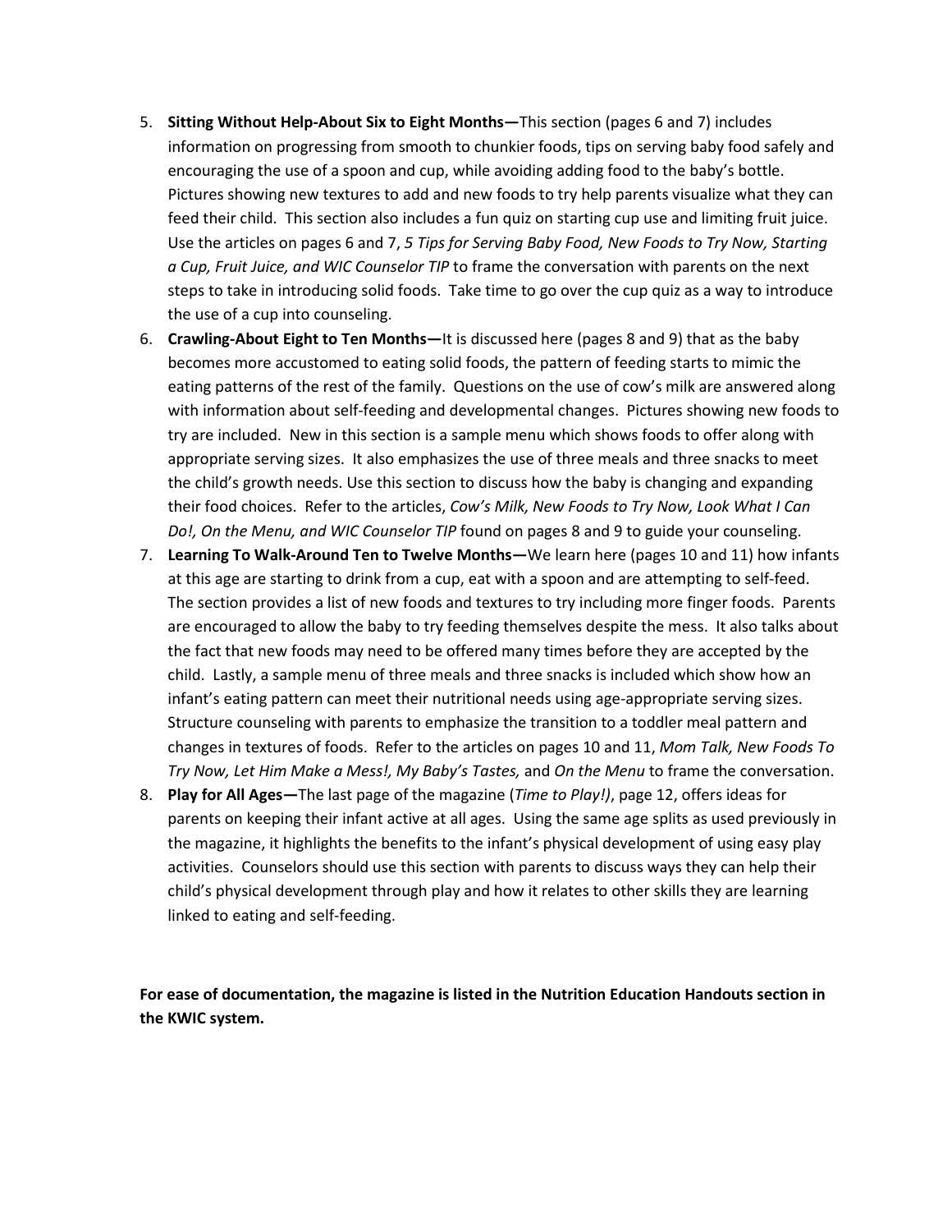5. **Sitting Without Help-About Six to Eight Months—**This section (pages 6 and 7) includes information on progressing from smooth to chunkier foods, tips on serving baby food safely and encouraging the use of a spoon and cup, while avoiding adding food to the baby's bottle. Pictures showing new textures to add and new foods to try help parents visualize what they can feed their child. This section also includes a fun quiz on starting cup use and limiting fruit juice. Use the articles on pages 6 and 7, *5 Tips for Serving Baby Food, New Foods to Try Now, Starting a Cup, Fruit Juice, and WIC Counselor TIP* to frame the conversation with parents on the next steps to take in introducing solid foods. Take time to go over the cup quiz as a way to introduce the use of a cup into counseling.
6. **Crawling-About Eight to Ten Months—**It is discussed here (pages 8 and 9) that as the baby becomes more accustomed to eating solid foods, the pattern of feeding starts to mimic the eating patterns of the rest of the family. Questions on the use of cow's milk are answered along with information about self-feeding and developmental changes. Pictures showing new foods to try are included. New in this section is a sample menu which shows foods to offer along with appropriate serving sizes. It also emphasizes the use of three meals and three snacks to meet the child's growth needs. Use this section to discuss how the baby is changing and expanding their food choices. Refer to the articles, *Cow's Milk, New Foods to Try Now, Look What I Can Do!, On the Menu, and WIC Counselor TIP* found on pages 8 and 9 to guide your counseling.
7. **Learning To Walk-Around Ten to Twelve Months—**We learn here (pages 10 and 11) how infants at this age are starting to drink from a cup, eat with a spoon and are attempting to self-feed. The section provides a list of new foods and textures to try including more finger foods. Parents are encouraged to allow the baby to try feeding themselves despite the mess. It also talks about the fact that new foods may need to be offered many times before they are accepted by the child. Lastly, a sample menu of three meals and three snacks is included which show how an infant's eating pattern can meet their nutritional needs using age-appropriate serving sizes. Structure counseling with parents to emphasize the transition to a toddler meal pattern and changes in textures of foods. Refer to the articles on pages 10 and 11, *Mom Talk, New Foods To Try Now, Let Him Make a Mess!, My Baby's Tastes,* and *On the Menu* to frame the conversation.
8. **Play for All Ages—**The last page of the magazine (*Time to Play!)*, page 12, offers ideas for parents on keeping their infant active at all ages. Using the same age splits as used previously in the magazine, it highlights the benefits to the infant's physical development of using easy play activities. Counselors should use this section with parents to discuss ways they can help their child's physical development through play and how it relates to other skills they are learning linked to eating and self-feeding.

**For ease of documentation, the magazine is listed in the Nutrition Education Handouts section in the KWIC system.**